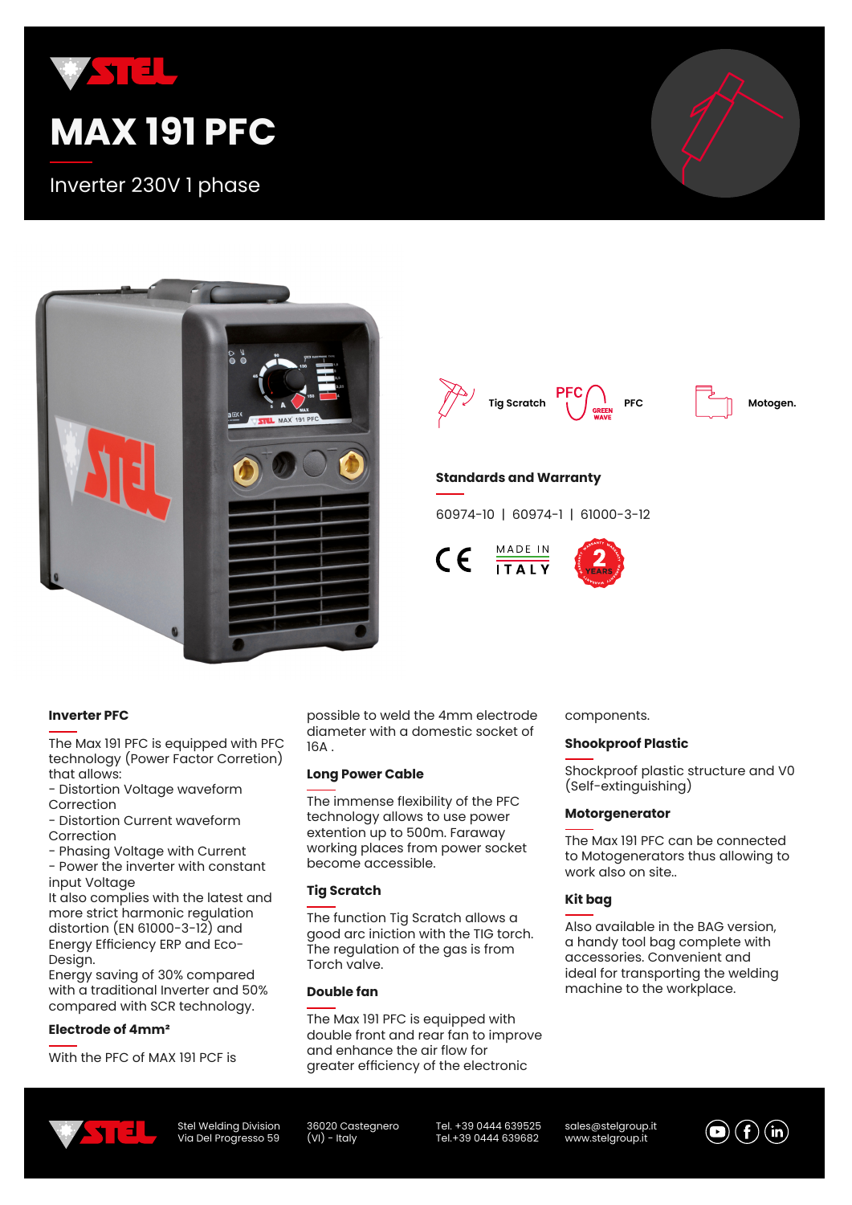# MAX 191 PFC

Inverter 230V 1 phase

Tig Scratch | PFC | Motogen.

### Standards and Warranty

60974-10 | 60974-1 | 61000-3-12

MADE IN ITALY

2 YEARS

### Inverter PFC

The Max 191 PFC is equipped with PFC technology (Power Factor Corretion) that allows:
- Distortion Voltage waveform Correction
- Distortion Current waveform Correction
- Phasing Voltage with Current
- Power the inverter with constant input Voltage

It also complies with the latest and more strict harmonic regulation distortion (EN 61000-3-12) and Energy Efficiency ERP and Eco-Design.
Energy saving of 30% compared with a traditional Inverter and 50% compared with SCR technology.

### Electrode of 4mm²

With the PFC of MAX 191 PCF is possible to weld the 4mm electrode diameter with a domestic socket of 16A .

### Long Power Cable

The immense flexibility of the PFC technology allows to use power extention up to 500m. Faraway working places from power socket become accessible.

### Tig Scratch

The function Tig Scratch allows a good arc iniction with the TIG torch. The regulation of the gas is from Torch valve.

### Double fan

The Max 191 PFC is equipped with double front and rear fan to improve and enhance the air flow for greater efficiency of the electronic components.

### Shookproof Plastic

Shockproof plastic structure and V0 (Self-extinguishing)

### Motorgenerator

The Max 191 PFC can be connected to Motogenerators thus allowing to work also on site..

### Kit bag

Also available in the BAG version, a handy tool bag complete with accessories. Convenient and ideal for transporting the welding machine to the workplace.

Stel Welding Division
Via Del Progresso 59
36020 Castegnero (VI) - Italy
Tel. +39 0444 639525
Tel.+39 0444 639682
sales@stelgroup.it
www.stelgroup.it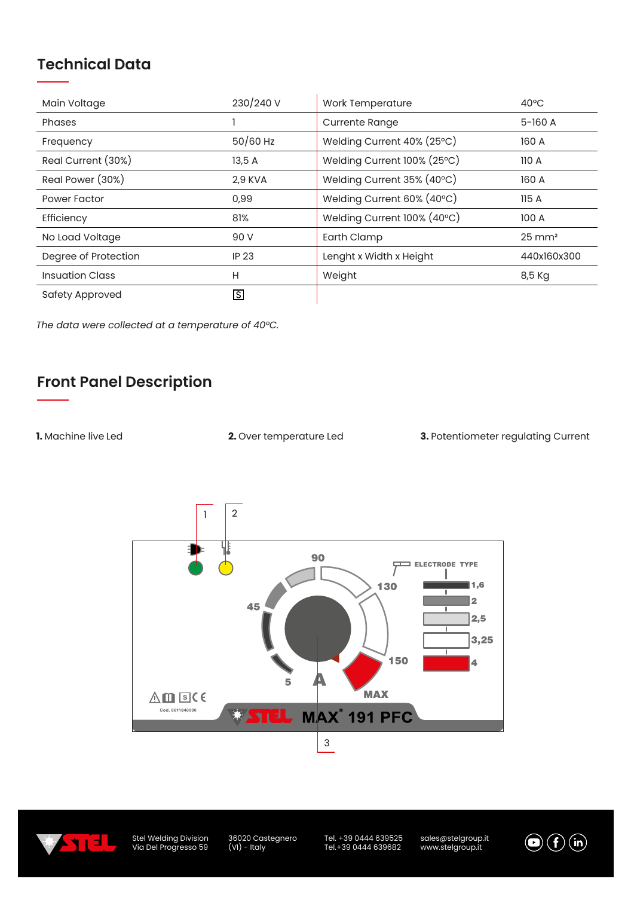## Technical Data

| | | | |
|---|---|---|---|
| Main Voltage | 230/240 V | Work Temperature | 40°C |
| Phases | 1 | Currente Range | 5-160 A |
| Frequency | 50/60 Hz | Welding Current 40% (25°C) | 160 A |
| Real Current (30%) | 13,5 A | Welding Current 100% (25°C) | 110 A |
| Real Power (30%) | 2,9 KVA | Welding Current 35% (40°C) | 160 A |
| Power Factor | 0,99 | Welding Current 60% (40°C) | 115 A |
| Efficiency | 81% | Welding Current 100% (40°C) | 100 A |
| No Load Voltage | 90 V | Earth Clamp | 25 mm² |
| Degree of Protection | IP 23 | Lenght x Width x Height | 440x160x300 |
| Insuation Class | H | Weight | 8,5 Kg |
| Safety Approved | S | | |

*The data were collected at a temperature of 40°C.*

## Front Panel Description

**1.** Machine live Led

**2.** Over temperature Led

**3.** Potentiometer regulating Current

1 2

90 ELECTRODE TYPE
130 1,6
45 2
2,5
3,25
150 4
5 A
MAX

Cod. 6611840000

STEL MAX® 191 PFC

3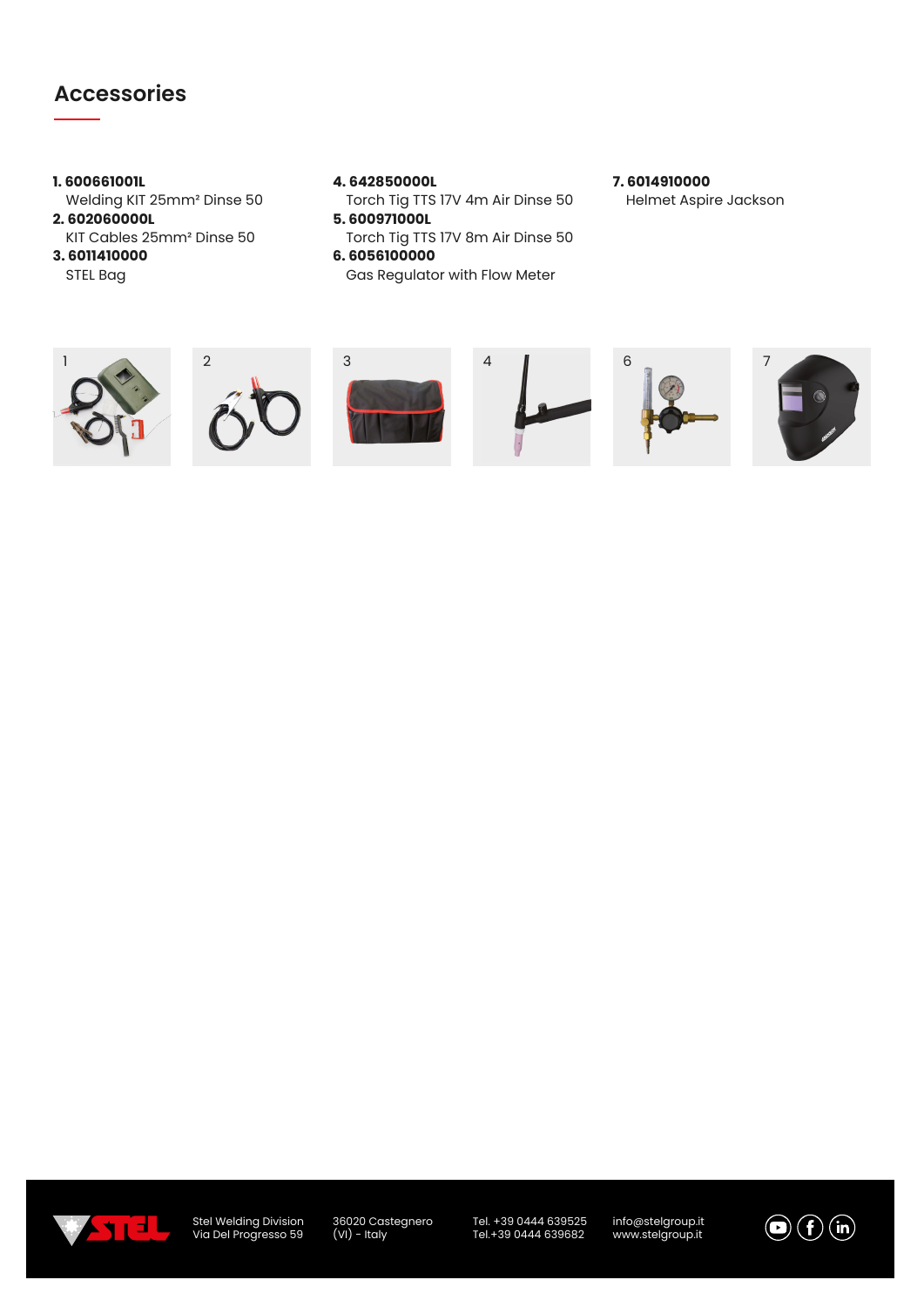## Accessories

**1. 600661001L**
Welding KIT 25mm² Dinse 50
**2. 602060000L**
KIT Cables 25mm² Dinse 50
**3. 6011410000**
STEL Bag
**4. 642850000L**
Torch Tig TTS 17V 4m Air Dinse 50
**5. 600971000L**
Torch Tig TTS 17V 8m Air Dinse 50
**6. 6056100000**
Gas Regulator with Flow Meter
**7. 6014910000**
Helmet Aspire Jackson

1

2

3

4

6

7

Stel Welding Division
Via Del Progresso 59

36020 Castegnero
(VI) - Italy

Tel. +39 0444 639525
Tel.+39 0444 639682

info@stelgroup.it
www.stelgroup.it